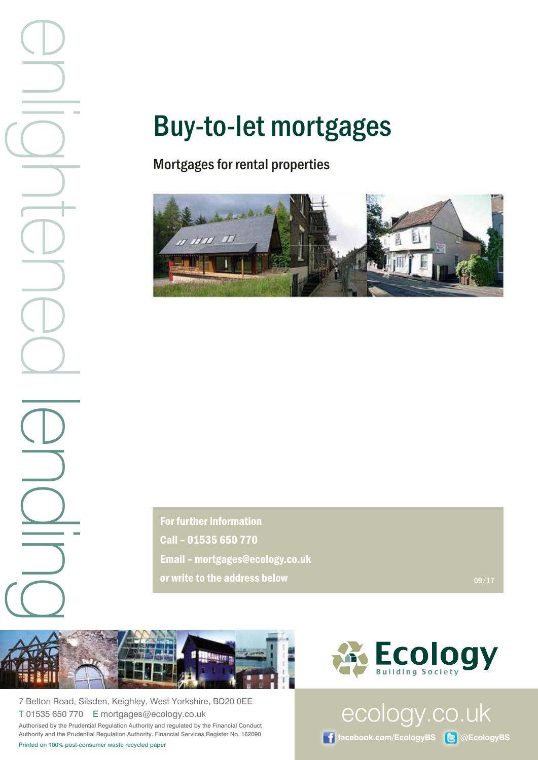enlightened lending

# Buy-to-let mortgages

## Mortgages for rental properties

**For further information**

**Call – 01535 650 770**

**Email – mortgages@ecology.co.uk**

**or write to the address below**

09/17

Ecology Building Society

7 Belton Road, Silsden, Keighley, West Yorkshire, BD20 0EE

T 01535 650 770 E mortgages@ecology.co.uk

Authorised by the Prudential Regulation Authority and regulated by the Financial Conduct Authority and the Prudential Regulation Authority. Financial Services Register No. 162090

Printed on 100% post-consumer waste recycled paper

ecology.co.uk

facebook.com/EcologyBS @EcologyBS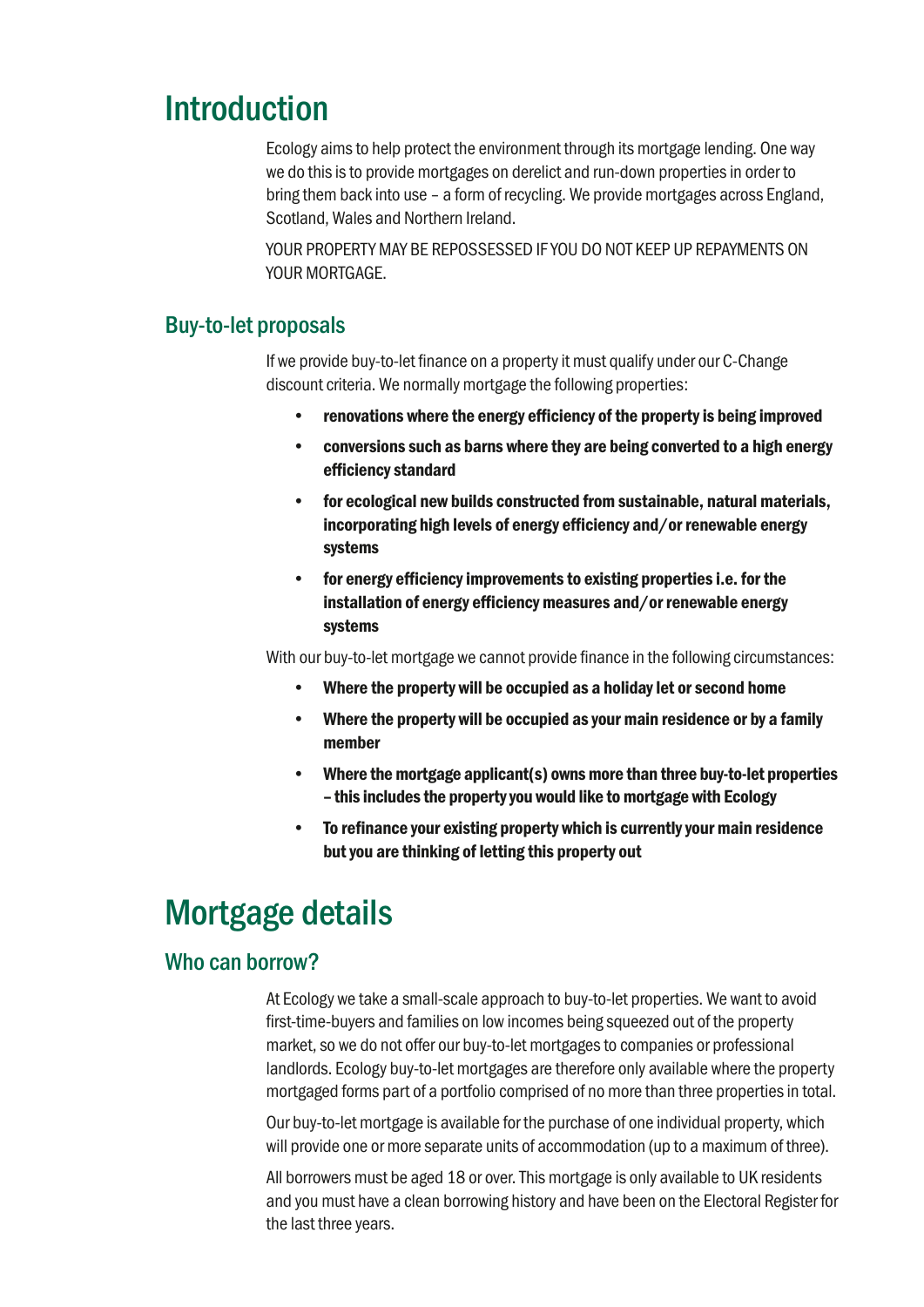# Introduction

Ecology aims to help protect the environment through its mortgage lending. One way we do this is to provide mortgages on derelict and run-down properties in order to bring them back into use – a form of recycling. We provide mortgages across England, Scotland, Wales and Northern Ireland.

YOUR PROPERTY MAY BE REPOSSESSED IF YOU DO NOT KEEP UP REPAYMENTS ON YOUR MORTGAGE.

## Buy-to-let proposals

If we provide buy-to-let finance on a property it must qualify under our C-Change discount criteria. We normally mortgage the following properties:

- **renovations where the energy efficiency of the property is being improved**
- **conversions such as barns where they are being converted to a high energy efficiency standard**
- **for ecological new builds constructed from sustainable, natural materials, incorporating high levels of energy efficiency and/or renewable energy systems**
- **for energy efficiency improvements to existing properties i.e. for the installation of energy efficiency measures and/or renewable energy systems**

With our buy-to-let mortgage we cannot provide finance in the following circumstances:

- **Where the property will be occupied as a holiday let or second home**
- **Where the property will be occupied as your main residence or by a family member**
- **Where the mortgage applicant(s) owns more than three buy-to-let properties – this includes the property you would like to mortgage with Ecology**
- **To refinance your existing property which is currently your main residence but you are thinking of letting this property out**

# Mortgage details

## Who can borrow?

At Ecology we take a small-scale approach to buy-to-let properties. We want to avoid first-time-buyers and families on low incomes being squeezed out of the property market, so we do not offer our buy-to-let mortgages to companies or professional landlords. Ecology buy-to-let mortgages are therefore only available where the property mortgaged forms part of a portfolio comprised of no more than three properties in total.

Our buy-to-let mortgage is available for the purchase of one individual property, which will provide one or more separate units of accommodation (up to a maximum of three).

All borrowers must be aged 18 or over. This mortgage is only available to UK residents and you must have a clean borrowing history and have been on the Electoral Register for the last three years.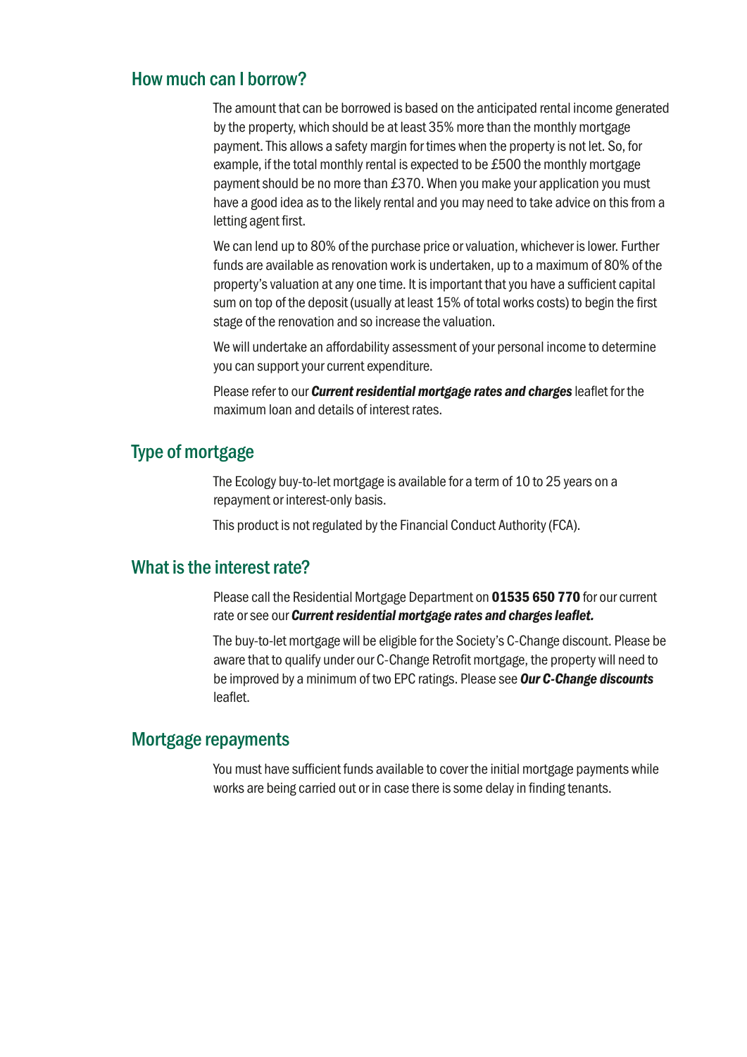## How much can I borrow?

The amount that can be borrowed is based on the anticipated rental income generated by the property, which should be at least 35% more than the monthly mortgage payment. This allows a safety margin for times when the property is not let. So, for example, if the total monthly rental is expected to be £500 the monthly mortgage payment should be no more than £370. When you make your application you must have a good idea as to the likely rental and you may need to take advice on this from a letting agent first.

We can lend up to 80% of the purchase price or valuation, whichever is lower. Further funds are available as renovation work is undertaken, up to a maximum of 80% of the property's valuation at any one time. It is important that you have a sufficient capital sum on top of the deposit (usually at least 15% of total works costs) to begin the first stage of the renovation and so increase the valuation.

We will undertake an affordability assessment of your personal income to determine you can support your current expenditure.

Please refer to our ***Current residential mortgage rates and charges*** leaflet for the maximum loan and details of interest rates.

## Type of mortgage

The Ecology buy-to-let mortgage is available for a term of 10 to 25 years on a repayment or interest-only basis.

This product is not regulated by the Financial Conduct Authority (FCA).

## What is the interest rate?

Please call the Residential Mortgage Department on **01535 650 770** for our current rate or see our ***Current residential mortgage rates and charges leaflet.***

The buy-to-let mortgage will be eligible for the Society's C-Change discount. Please be aware that to qualify under our C-Change Retrofit mortgage, the property will need to be improved by a minimum of two EPC ratings. Please see ***Our C-Change discounts*** leaflet.

## Mortgage repayments

You must have sufficient funds available to cover the initial mortgage payments while works are being carried out or in case there is some delay in finding tenants.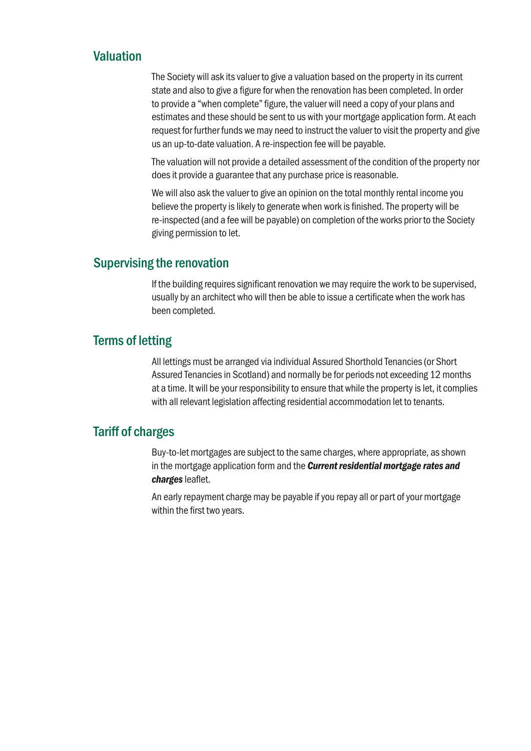## Valuation

The Society will ask its valuer to give a valuation based on the property in its current state and also to give a figure for when the renovation has been completed. In order to provide a "when complete" figure, the valuer will need a copy of your plans and estimates and these should be sent to us with your mortgage application form. At each request for further funds we may need to instruct the valuer to visit the property and give us an up-to-date valuation. A re-inspection fee will be payable.

The valuation will not provide a detailed assessment of the condition of the property nor does it provide a guarantee that any purchase price is reasonable.

We will also ask the valuer to give an opinion on the total monthly rental income you believe the property is likely to generate when work is finished. The property will be re-inspected (and a fee will be payable) on completion of the works prior to the Society giving permission to let.

## Supervising the renovation

If the building requires significant renovation we may require the work to be supervised, usually by an architect who will then be able to issue a certificate when the work has been completed.

## Terms of letting

All lettings must be arranged via individual Assured Shorthold Tenancies (or Short Assured Tenancies in Scotland) and normally be for periods not exceeding 12 months at a time. It will be your responsibility to ensure that while the property is let, it complies with all relevant legislation affecting residential accommodation let to tenants.

## Tariff of charges

Buy-to-let mortgages are subject to the same charges, where appropriate, as shown in the mortgage application form and the ***Current residential mortgage rates and charges*** leaflet.

An early repayment charge may be payable if you repay all or part of your mortgage within the first two years.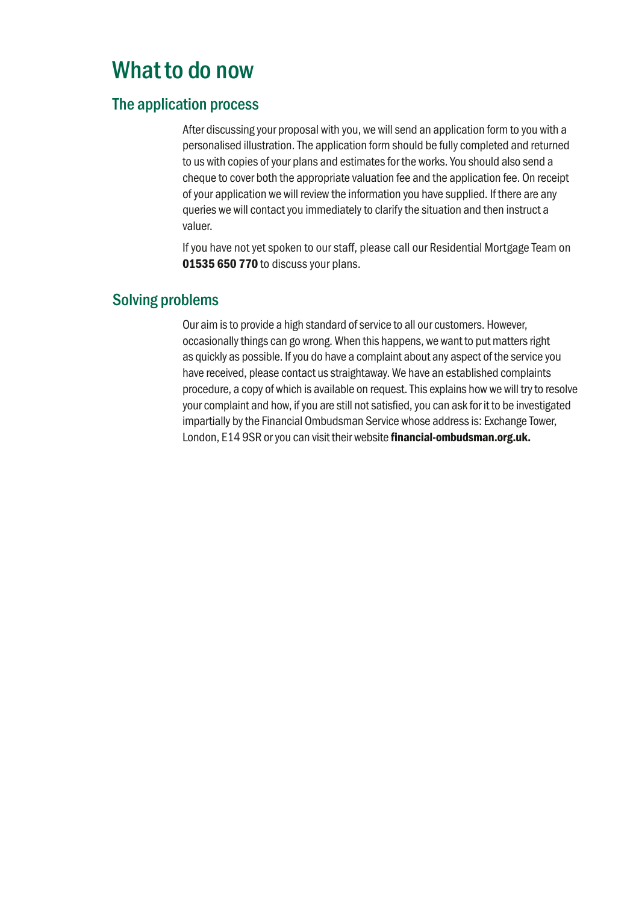# What to do now

## The application process

After discussing your proposal with you, we will send an application form to you with a personalised illustration. The application form should be fully completed and returned to us with copies of your plans and estimates for the works. You should also send a cheque to cover both the appropriate valuation fee and the application fee. On receipt of your application we will review the information you have supplied. If there are any queries we will contact you immediately to clarify the situation and then instruct a valuer.

If you have not yet spoken to our staff, please call our Residential Mortgage Team on **01535 650 770** to discuss your plans.

## Solving problems

Our aim is to provide a high standard of service to all our customers. However, occasionally things can go wrong. When this happens, we want to put matters right as quickly as possible. If you do have a complaint about any aspect of the service you have received, please contact us straightaway. We have an established complaints procedure, a copy of which is available on request. This explains how we will try to resolve your complaint and how, if you are still not satisfied, you can ask for it to be investigated impartially by the Financial Ombudsman Service whose address is: Exchange Tower, London, E14 9SR or you can visit their website **financial-ombudsman.org.uk.**